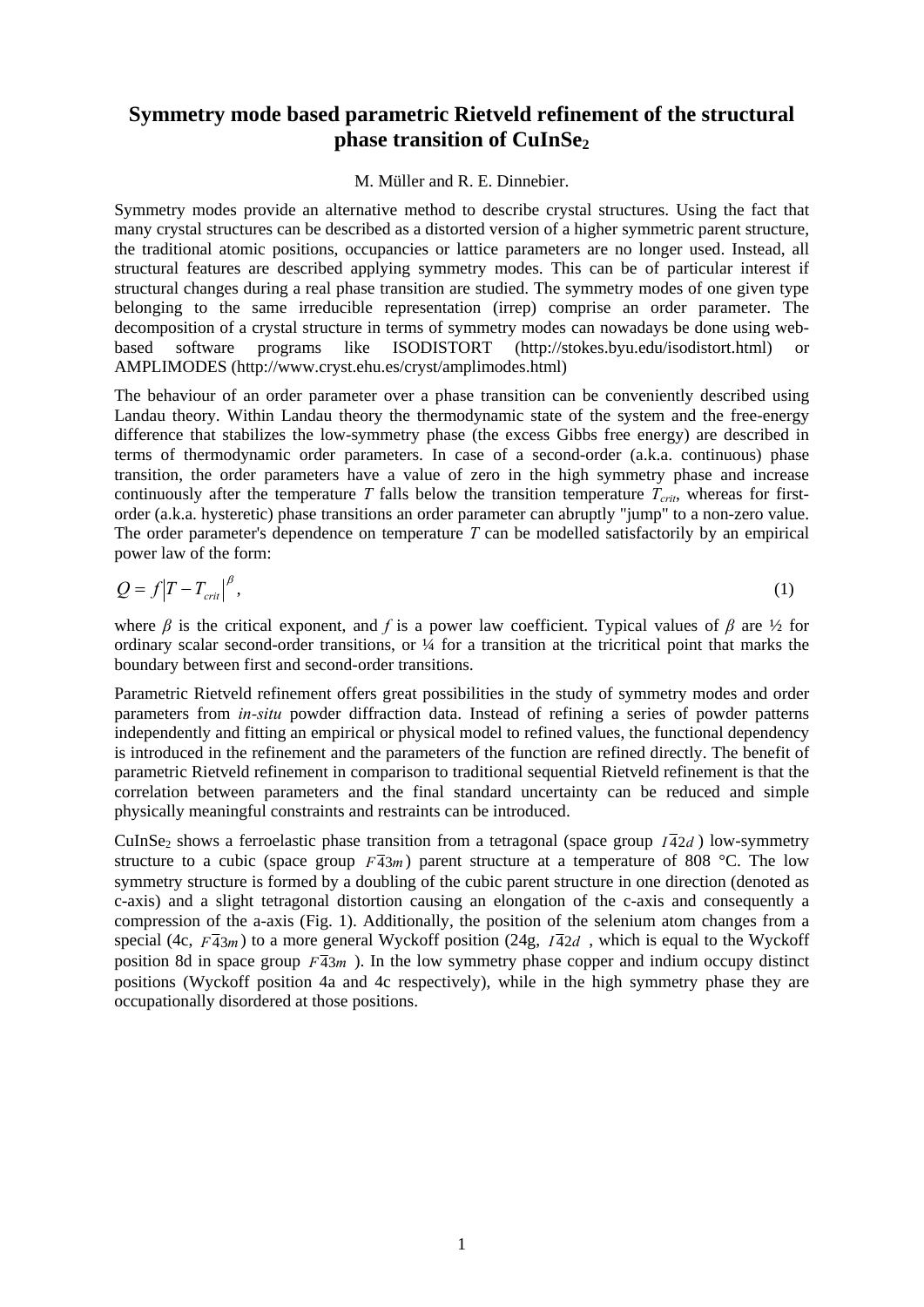# Symmetry mode based parametric Rietveld refinement of the structural phase transition of $CuInSe_2$

M. Müller and R. E. Dinnebier.

Symmetry modes provide an alternative method to describe crystal structures. Using the fact that many crystal structures can be described as a distorted version of a higher symmetric parent structure, the traditional atomic positions, occupancies or lattice parameters are no longer used. Instead, all structural features are described applying symmetry modes. This can be of particular interest if structural changes during a real phase transition are studied. The symmetry modes of one given type belonging to the same irreducible representation (irrep) comprise an order parameter. The decomposition of a crystal structure in terms of symmetry modes can nowadays be done using web-based software programs like ISODISTORT (http://stokes.byu.edu/isodistort.html) or AMPLIMODES (http://www.cryst.ehu.es/cryst/amplimodes.html)

The behaviour of an order parameter over a phase transition can be conveniently described using Landau theory. Within Landau theory the thermodynamic state of the system and the free-energy difference that stabilizes the low-symmetry phase (the excess Gibbs free energy) are described in terms of thermodynamic order parameters. In case of a second-order (a.k.a. continuous) phase transition, the order parameters have a value of zero in the high symmetry phase and increase continuously after the temperature $T$ falls below the transition temperature $T_{crit}$, whereas for first-order (a.k.a. hysteretic) phase transitions an order parameter can abruptly "jump" to a non-zero value. The order parameter's dependence on temperature $T$ can be modelled satisfactorily by an empirical power law of the form:

$$Q = f\left|T - T_{crit}\right|^{\beta}, \tag{1}$$

where $\beta$ is the critical exponent, and $f$ is a power law coefficient. Typical values of $\beta$ are ½ for ordinary scalar second-order transitions, or ¼ for a transition at the tricritical point that marks the boundary between first and second-order transitions.

Parametric Rietveld refinement offers great possibilities in the study of symmetry modes and order parameters from *in-situ* powder diffraction data. Instead of refining a series of powder patterns independently and fitting an empirical or physical model to refined values, the functional dependency is introduced in the refinement and the parameters of the function are refined directly. The benefit of parametric Rietveld refinement in comparison to traditional sequential Rietveld refinement is that the correlation between parameters and the final standard uncertainty can be reduced and simple physically meaningful constraints and restraints can be introduced.

$CuInSe_2$ shows a ferroelastic phase transition from a tetragonal (space group $I\bar{4}2d$) low-symmetry structure to a cubic (space group $F\bar{4}3m$) parent structure at a temperature of 808 °C. The low symmetry structure is formed by a doubling of the cubic parent structure in one direction (denoted as c-axis) and a slight tetragonal distortion causing an elongation of the c-axis and consequently a compression of the a-axis (Fig. 1). Additionally, the position of the selenium atom changes from a special (4c, $F\bar{4}3m$) to a more general Wyckoff position (24g, $I\bar{4}2d$ , which is equal to the Wyckoff position 8d in space group $F\bar{4}3m$ ). In the low symmetry phase copper and indium occupy distinct positions (Wyckoff position 4a and 4c respectively), while in the high symmetry phase they are occupationally disordered at those positions.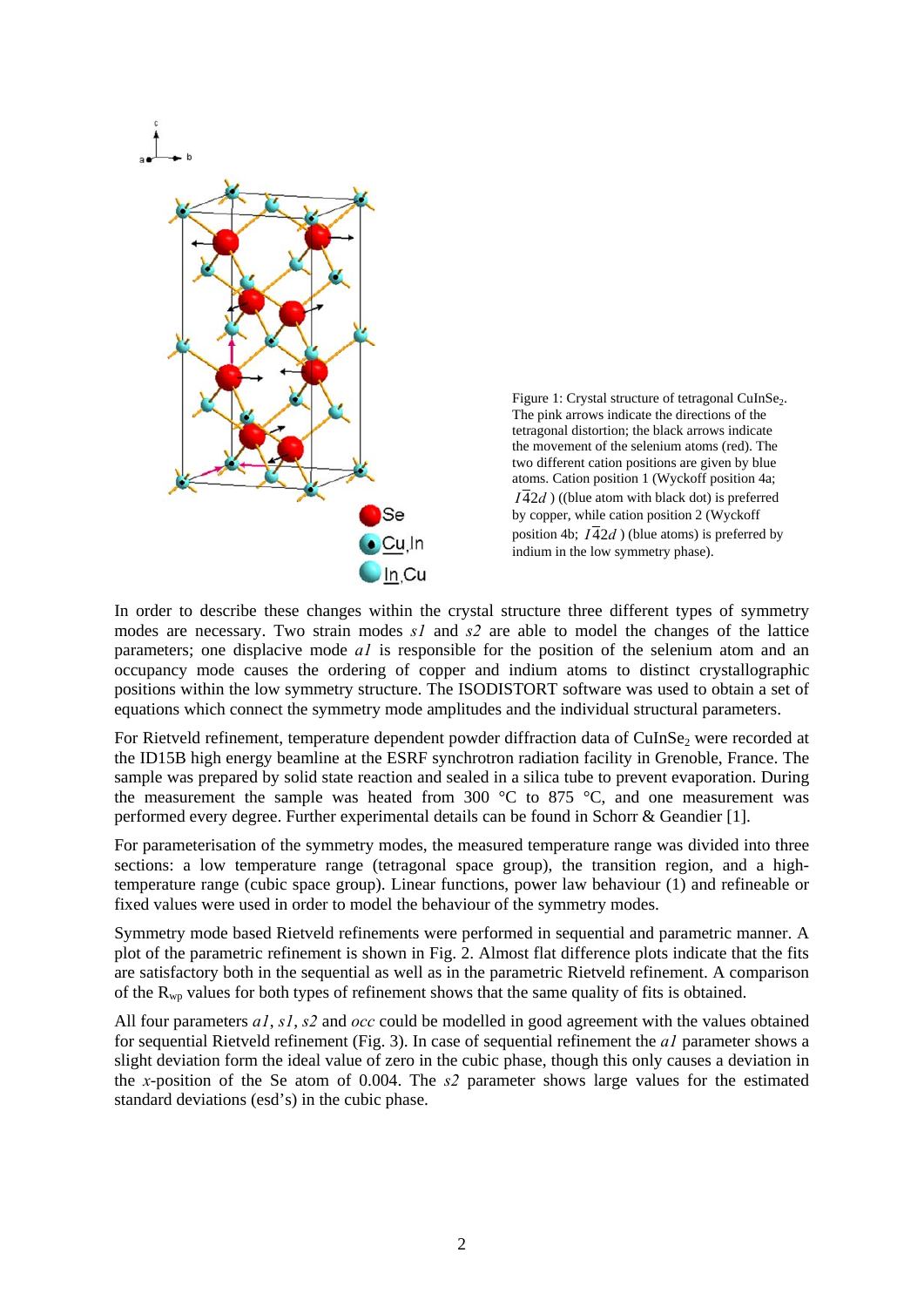Figure 1: Crystal structure of tetragonal $CuInSe_2$. The pink arrows indicate the directions of the tetragonal distortion; the black arrows indicate the movement of the selenium atoms (red). The two different cation positions are given by blue atoms. Cation position 1 (Wyckoff position 4a; $I\bar{4}2d$ ) ((blue atom with black dot) is preferred by copper, while cation position 2 (Wyckoff position 4b; $I\bar{4}2d$ ) (blue atoms) is preferred by indium in the low symmetry phase).

In order to describe these changes within the crystal structure three different types of symmetry modes are necessary. Two strain modes *s1* and *s2* are able to model the changes of the lattice parameters; one displacive mode *a1* is responsible for the position of the selenium atom and an occupancy mode causes the ordering of copper and indium atoms to distinct crystallographic positions within the low symmetry structure. The ISODISTORT software was used to obtain a set of equations which connect the symmetry mode amplitudes and the individual structural parameters.

For Rietveld refinement, temperature dependent powder diffraction data of $CuInSe_2$ were recorded at the ID15B high energy beamline at the ESRF synchrotron radiation facility in Grenoble, France. The sample was prepared by solid state reaction and sealed in a silica tube to prevent evaporation. During the measurement the sample was heated from 300 °C to 875 °C, and one measurement was performed every degree. Further experimental details can be found in Schorr & Geandier [1].

For parameterisation of the symmetry modes, the measured temperature range was divided into three sections: a low temperature range (tetragonal space group), the transition region, and a high-temperature range (cubic space group). Linear functions, power law behaviour (1) and refineable or fixed values were used in order to model the behaviour of the symmetry modes.

Symmetry mode based Rietveld refinements were performed in sequential and parametric manner. A plot of the parametric refinement is shown in Fig. 2. Almost flat difference plots indicate that the fits are satisfactory both in the sequential as well as in the parametric Rietveld refinement. A comparison of the $R_{wp}$ values for both types of refinement shows that the same quality of fits is obtained.

All four parameters *a1*, *s1*, *s2* and *occ* could be modelled in good agreement with the values obtained for sequential Rietveld refinement (Fig. 3). In case of sequential refinement the *a1* parameter shows a slight deviation form the ideal value of zero in the cubic phase, though this only causes a deviation in the *x*-position of the Se atom of 0.004. The *s2* parameter shows large values for the estimated standard deviations (esd's) in the cubic phase.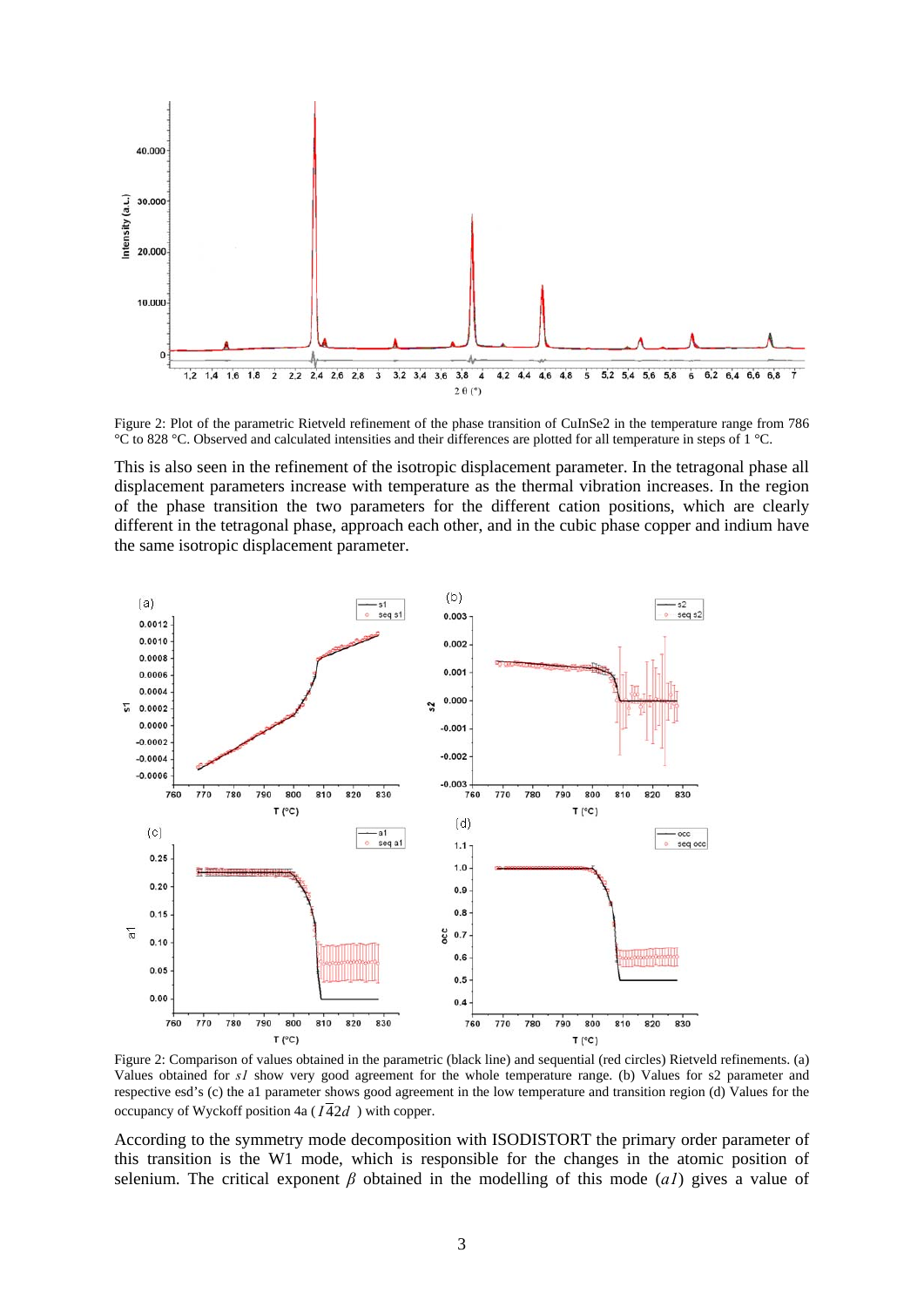Figure 2: Plot of the parametric Rietveld refinement of the phase transition of $CuInSe_2$ in the temperature range from 786 °C to 828 °C. Observed and calculated intensities and their differences are plotted for all temperature in steps of 1 °C.

This is also seen in the refinement of the isotropic displacement parameter. In the tetragonal phase all displacement parameters increase with temperature as the thermal vibration increases. In the region of the phase transition the two parameters for the different cation positions, which are clearly different in the tetragonal phase, approach each other, and in the cubic phase copper and indium have the same isotropic displacement parameter.

Figure 2: Comparison of values obtained in the parametric (black line) and sequential (red circles) Rietveld refinements. (a) Values obtained for *s1* show very good agreement for the whole temperature range. (b) Values for s2 parameter and respective esd's (c) the a1 parameter shows good agreement in the low temperature and transition region (d) Values for the occupancy of Wyckoff position 4a ($I\bar{4}2d$ ) with copper.

According to the symmetry mode decomposition with ISODISTORT the primary order parameter of this transition is the W1 mode, which is responsible for the changes in the atomic position of selenium. The critical exponent $\beta$ obtained in the modelling of this mode (*a1*) gives a value of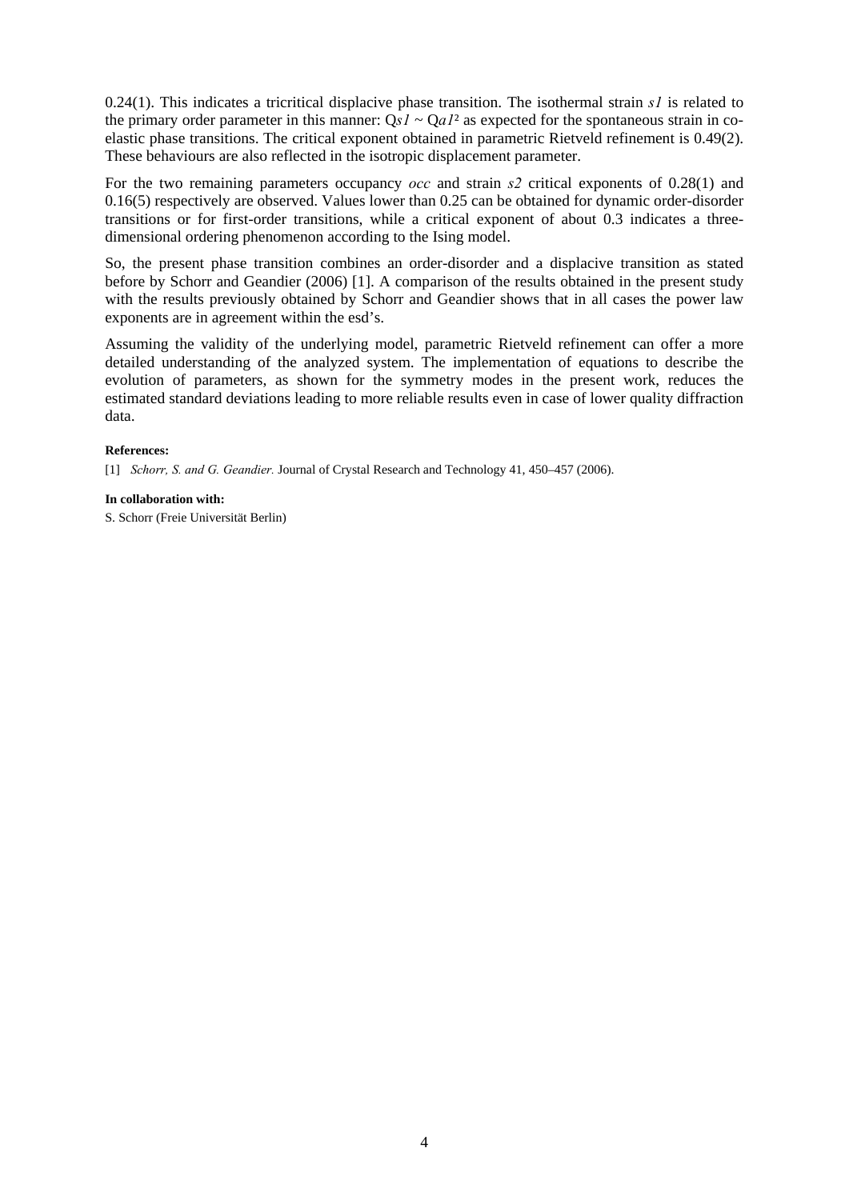0.24(1). This indicates a tricritical displacive phase transition. The isothermal strain *s1* is related to the primary order parameter in this manner: $Q_{s1} \sim Q_{a1}^2$ as expected for the spontaneous strain in co-elastic phase transitions. The critical exponent obtained in parametric Rietveld refinement is 0.49(2). These behaviours are also reflected in the isotropic displacement parameter.

For the two remaining parameters occupancy *occ* and strain *s2* critical exponents of 0.28(1) and 0.16(5) respectively are observed. Values lower than 0.25 can be obtained for dynamic order-disorder transitions or for first-order transitions, while a critical exponent of about 0.3 indicates a three-dimensional ordering phenomenon according to the Ising model.

So, the present phase transition combines an order-disorder and a displacive transition as stated before by Schorr and Geandier (2006) [1]. A comparison of the results obtained in the present study with the results previously obtained by Schorr and Geandier shows that in all cases the power law exponents are in agreement within the esd's.

Assuming the validity of the underlying model, parametric Rietveld refinement can offer a more detailed understanding of the analyzed system. The implementation of equations to describe the evolution of parameters, as shown for the symmetry modes in the present work, reduces the estimated standard deviations leading to more reliable results even in case of lower quality diffraction data.

**References:**

[1] *Schorr, S. and G. Geandier.* Journal of Crystal Research and Technology 41, 450–457 (2006).

**In collaboration with:**

S. Schorr (Freie Universität Berlin)